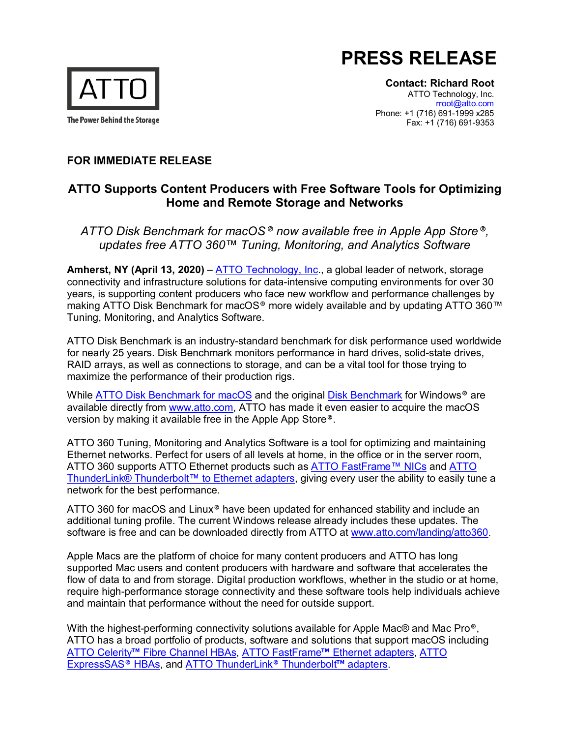# PRESS RELEASE

ATTO

The Power Behind the Storage

**Contact: Richard Root**
ATTO Technology, Inc.
rroot@atto.com
Phone: +1 (716) 691-1999 x285
Fax: +1 (716) 691-9353

**FOR IMMEDIATE RELEASE**

## ATTO Supports Content Producers with Free Software Tools for Optimizing Home and Remote Storage and Networks

*ATTO Disk Benchmark for macOS® now available free in Apple App Store®, updates free ATTO 360™ Tuning, Monitoring, and Analytics Software*

**Amherst, NY (April 13, 2020)** – ATTO Technology, Inc., a global leader of network, storage connectivity and infrastructure solutions for data-intensive computing environments for over 30 years, is supporting content producers who face new workflow and performance challenges by making ATTO Disk Benchmark for macOS® more widely available and by updating ATTO 360™ Tuning, Monitoring, and Analytics Software.

ATTO Disk Benchmark is an industry-standard benchmark for disk performance used worldwide for nearly 25 years. Disk Benchmark monitors performance in hard drives, solid-state drives, RAID arrays, as well as connections to storage, and can be a vital tool for those trying to maximize the performance of their production rigs.

While ATTO Disk Benchmark for macOS and the original Disk Benchmark for Windows® are available directly from www.atto.com, ATTO has made it even easier to acquire the macOS version by making it available free in the Apple App Store®.

ATTO 360 Tuning, Monitoring and Analytics Software is a tool for optimizing and maintaining Ethernet networks. Perfect for users of all levels at home, in the office or in the server room, ATTO 360 supports ATTO Ethernet products such as ATTO FastFrame™ NICs and ATTO ThunderLink® Thunderbolt™ to Ethernet adapters, giving every user the ability to easily tune a network for the best performance.

ATTO 360 for macOS and Linux® have been updated for enhanced stability and include an additional tuning profile. The current Windows release already includes these updates. The software is free and can be downloaded directly from ATTO at www.atto.com/landing/atto360.

Apple Macs are the platform of choice for many content producers and ATTO has long supported Mac users and content producers with hardware and software that accelerates the flow of data to and from storage. Digital production workflows, whether in the studio or at home, require high-performance storage connectivity and these software tools help individuals achieve and maintain that performance without the need for outside support.

With the highest-performing connectivity solutions available for Apple Mac® and Mac Pro®, ATTO has a broad portfolio of products, software and solutions that support macOS including ATTO Celerity™ Fibre Channel HBAs, ATTO FastFrame™ Ethernet adapters, ATTO ExpressSAS® HBAs, and ATTO ThunderLink® Thunderbolt™ adapters.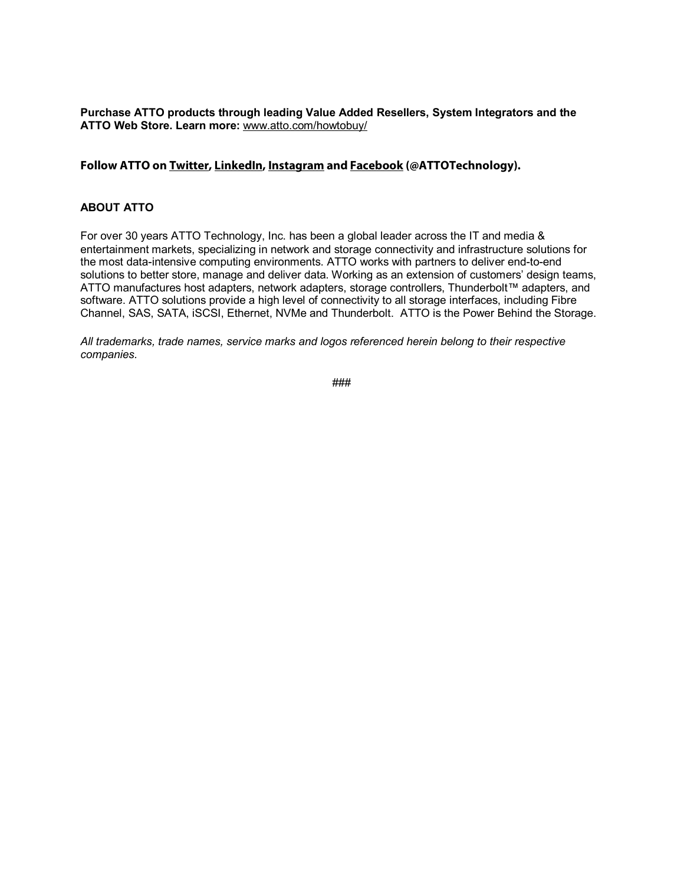**Purchase ATTO products through leading Value Added Resellers, System Integrators and the ATTO Web Store. Learn more:** www.atto.com/howtobuy/

**Follow ATTO on Twitter, LinkedIn, Instagram and Facebook (@ATTOTechnology).**

**ABOUT ATTO**

For over 30 years ATTO Technology, Inc. has been a global leader across the IT and media & entertainment markets, specializing in network and storage connectivity and infrastructure solutions for the most data-intensive computing environments. ATTO works with partners to deliver end-to-end solutions to better store, manage and deliver data. Working as an extension of customers' design teams, ATTO manufactures host adapters, network adapters, storage controllers, Thunderbolt™ adapters, and software. ATTO solutions provide a high level of connectivity to all storage interfaces, including Fibre Channel, SAS, SATA, iSCSI, Ethernet, NVMe and Thunderbolt. ATTO is the Power Behind the Storage.

*All trademarks, trade names, service marks and logos referenced herein belong to their respective companies.*

###